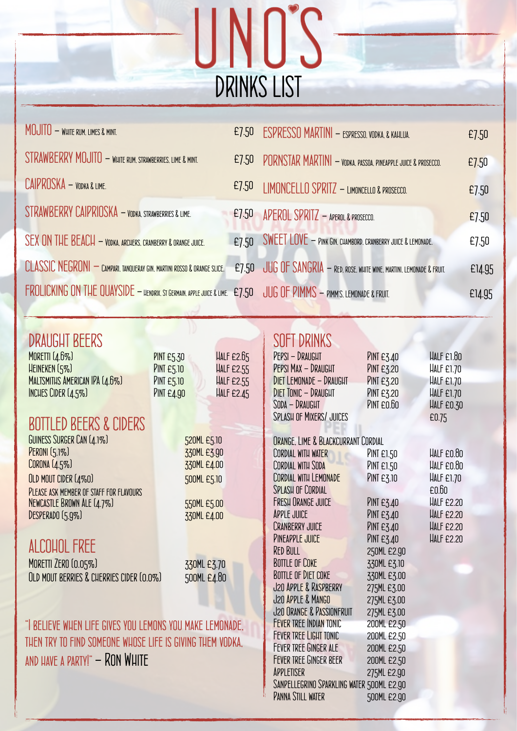# UNO'S

## DRINKS LIST

| Cocktail | Price |
|---|---|
| MOJITO – White rum, limes & mint. | £7.50 |
| STRAWBERRY MOJITO – White rum, strawberries, lime & mint. | £7.50 |
| CAIPROSKA – Vodka & lime. | £7.50 |
| STRAWBERRY CAIPRIOSKA – Vodka, strawberries & lime. | £7.50 |
| SEX ON THE BEACH – Vodka, archers, cranberry & orange juice. | £7.50 |
| CLASSIC NEGRONI – Campari, Tanqueray gin, Martini Rosso & orange slice. | £7.50 |
| FROLICKING ON THE QUAYSIDE – Hendrix, St Germain, apple juice & lime. | £7.50 |
| ESPRESSO MARTINI – Espresso, vodka, & Kahlua. | £7.50 |
| PORNSTAR MARTINI – Vodka, passoa, pineapple juice & prosecco. | £7.50 |
| LIMONCELLO SPRITZ – Limoncello & prosecco. | £7.50 |
| APEROL SPRITZ – Aperol & prosecco. | £7.50 |
| SWEET LOVE – Pink gin, Chambord, cranberry juice & lemonade. | £7.50 |
| JUG OF SANGRIA – Red, rose, white wine, Martini, lemonade & fruit. | £14.95 |
| JUG OF PIMMS – Pimm's, lemonade & fruit. | £14.95 |

## DRAUGHT BEERS

| Drink | Pint | Half |
|---|---|---|
| Moretti (4.6%) | Pint £5.30 | Half £2.65 |
| Heineken (5%) | Pint £5.10 | Half £2.55 |
| Maltsmiths American IPA (4.6%) | Pint £5.10 | Half £2.55 |
| Inches Cider (4.5%) | Pint £4.90 | Half £2.45 |

## BOTTLED BEERS & CIDERS

| Drink | Price |
|---|---|
| Guiness Surger Can (4.1%) | 520ml £5.10 |
| Peroni (5.1%) | 330ml £3.90 |
| Corona (4.5%) | 330ml £4.00 |
| Old Mout Cider (4%0) | 500ml £5.10 |
| Please ask member of staff for flavours | |
| Newcastle Brown Ale (4.7%) | 550ml £5.00 |
| Desperado (5.9%) | 330ml £4.00 |

## ALCOHOL FREE

| Drink | Price |
|---|---|
| Moretti Zero (0.05%) | 330ml £3.70 |
| Old Mout Berries & Cherries Cider (0.0%) | 500ml £4.80 |

"I believe when life gives you lemons you make lemonade, then try to find someone whose life is giving them vodka, and have a party!" – Ron White

## SOFT DRINKS

| Drink | Pint / Size | Half |
|---|---|---|
| Pepsi – Draught | Pint £3.40 | Half £1.80 |
| Pepsi Max – Draught | Pint £3.20 | Half £1.70 |
| Diet Lemonade – Draught | Pint £3.20 | Half £1.70 |
| Diet Tonic – Draught | Pint £3.20 | Half £1.70 |
| Soda – Draught | Pint £0.60 | Half £0.30 |
| Splash of Mixers/ Juices | | £0.75 |
| Orange, Lime & Blackcurrant Cordial | | |
| Cordial with Water | Pint £1.50 | Half £0.80 |
| Cordial with Soda | Pint £1.50 | Half £0.80 |
| Cordial with Lemonade | Pint £3.10 | Half £1.70 |
| Splash of Cordial | | £0.60 |
| Fresh Orange Juice | Pint £3.40 | Half £2.20 |
| Apple Juice | Pint £3.40 | Half £2.20 |
| Cranberry Juice | Pint £3.40 | Half £2.20 |
| Pineapple Juice | Pint £3.40 | Half £2.20 |
| Red Bull | 250ml £2.90 | |
| Bottle of Coke | 330ml £3.10 | |
| Bottle of Diet Coke | 330ml £3.00 | |
| J2O Apple & Raspberry | 275ml £3.00 | |
| J2O Apple & Mango | 275ml £3.00 | |
| J2O Orange & Passionfruit | 275ml £3.00 | |
| Fever Tree Indian Tonic | 200ml £2.50 | |
| Fever Tree Light Tonic | 200ml £2.50 | |
| Fever Tree Ginger Ale | 200ml £2.50 | |
| Fever Tree Ginger Beer | 200ml £2.50 | |
| Appletiser | 275ml £2.90 | |
| Sanpellegrino Sparkling Water | 500ml £2.90 | |
| Panna Still Water | 500ml £2.90 | |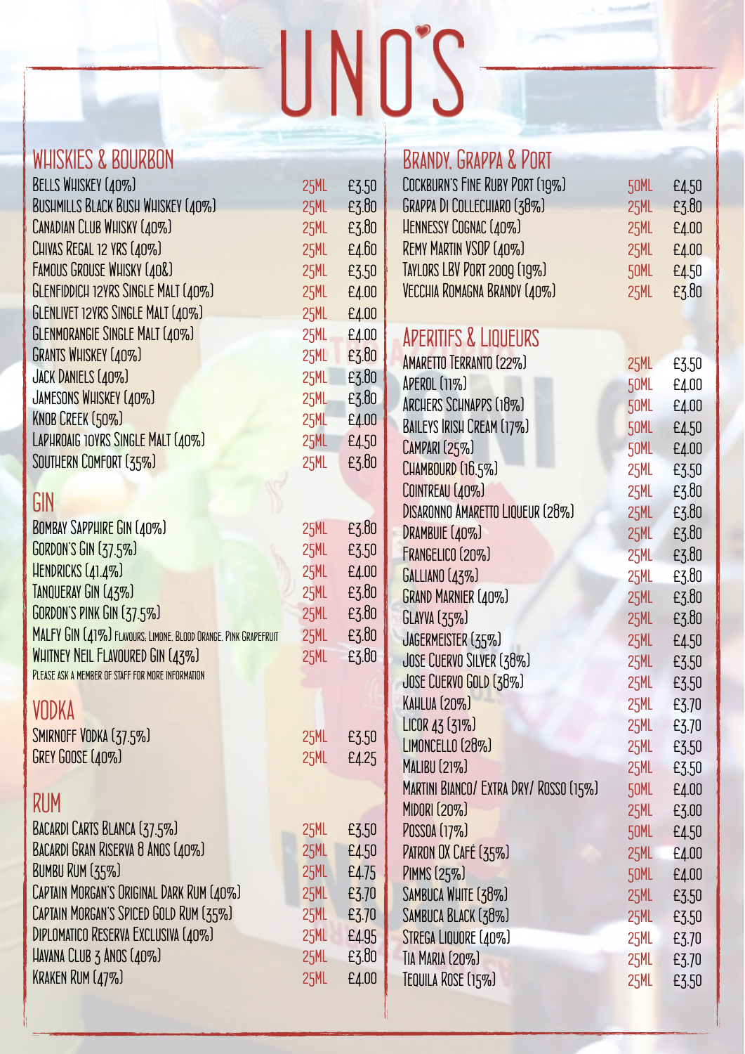# UNO'S

## Whiskies & Bourbon

| | | |
|---|---|---|
| Bells Whiskey (40%) | 25ml | £3.50 |
| Bushmills Black Bush Whiskey (40%) | 25ml | £3.80 |
| Canadian Club Whisky (40%) | 25ml | £3.80 |
| Chivas Regal 12 yrs (40%) | 25ml | £4.60 |
| Famous Grouse Whisky (40&) | 25ml | £3.50 |
| Glenfiddich 12yrs Single Malt (40%) | 25ml | £4.00 |
| Glenlivet 12yrs Single Malt (40%) | 25ml | £4.00 |
| Glenmorangie Single Malt (40%) | 25ml | £4.00 |
| Grants Whiskey (40%) | 25ml | £3.80 |
| Jack Daniels (40%) | 25ml | £3.80 |
| Jamesons Whiskey (40%) | 25ml | £3.80 |
| Knob Creek (50%) | 25ml | £4.00 |
| Laphroaig 10yrs Single Malt (40%) | 25ml | £4.50 |
| Southern Comfort (35%) | 25ml | £3.80 |

## Gin

| | | |
|---|---|---|
| Bombay Sapphire Gin (40%) | 25ml | £3.80 |
| Gordon's Gin (37.5%) | 25ml | £3.50 |
| Hendricks (41.4%) | 25ml | £4.00 |
| Tanqueray Gin (43%) | 25ml | £3.80 |
| Gordon's Pink Gin (37.5%) | 25ml | £3.80 |
| Malfy Gin (41%) Flavours: Limone, Blood Orange, Pink Grapefruit | 25ml | £3.80 |
| Whitney Neil Flavoured Gin (43%) | 25ml | £3.80 |

Please ask a member of staff for more information

## Vodka

| | | |
|---|---|---|
| Smirnoff Vodka (37.5%) | 25ml | £3.50 |
| Grey Goose (40%) | 25ml | £4.25 |

## Rum

| | | |
|---|---|---|
| Bacardi Carts Blanca (37.5%) | 25ml | £3.50 |
| Bacardi Gran Riserva 8 Anos (40%) | 25ml | £4.50 |
| Bumbu Rum (35%) | 25ml | £4.75 |
| Captain Morgan's Original Dark Rum (40%) | 25ml | £3.70 |
| Captain Morgan's Spiced Gold Rum (35%) | 25ml | £3.70 |
| Diplomatico Reserva Exclusiva (40%) | 25ml | £4.95 |
| Havana Club 3 Anos (40%) | 25ml | £3.80 |
| Kraken Rum (47%) | 25ml | £4.00 |

## Brandy, Grappa & Port

| | | |
|---|---|---|
| Cockburn's Fine Ruby Port (19%) | 50ml | £4.50 |
| Grappa Di Collechiaro (38%) | 25ml | £3.80 |
| Hennessy Cognac (40%) | 25ml | £4.00 |
| Remy Martin VSOP (40%) | 25ml | £4.00 |
| Taylors LBV Port 2009 (19%) | 50ml | £4.50 |
| Vecchia Romagna Brandy (40%) | 25ml | £3.80 |

## Aperitifs & Liqueurs

| | | |
|---|---|---|
| Amaretto Terranto (22%) | 25ml | £3.50 |
| Aperol (11%) | 50ml | £4.00 |
| Archers Schnapps (18%) | 50ml | £4.00 |
| Baileys Irish Cream (17%) | 50ml | £4.50 |
| Campari (25%) | 50ml | £4.00 |
| Chambourd (16.5%) | 25ml | £3.50 |
| Cointreau (40%) | 25ml | £3.80 |
| Disaronno Amaretto Liqueur (28%) | 25ml | £3.80 |
| Drambuie (40%) | 25ml | £3.80 |
| Frangelico (20%) | 25ml | £3.80 |
| Galliano (43%) | 25ml | £3.80 |
| Grand Marnier (40%) | 25ml | £3.80 |
| Glayva (35%) | 25ml | £3.80 |
| Jagermeister (35%) | 25ml | £4.50 |
| Jose Cuervo Silver (38%) | 25ml | £3.50 |
| Jose Cuervo Gold (38%) | 25ml | £3.50 |
| Kahlua (20%) | 25ml | £3.70 |
| Licor 43 (31%) | 25ml | £3.70 |
| Limoncello (28%) | 25ml | £3.50 |
| Malibu (21%) | 25ml | £3.50 |
| Martini Bianco/ Extra Dry/ Rosso (15%) | 50ml | £4.00 |
| Midori (20%) | 25ml | £3.00 |
| Possoa (17%) | 50ml | £4.50 |
| Patron XO Café (35%) | 25ml | £4.00 |
| Pimms (25%) | 50ml | £4.00 |
| Sambuca White (38%) | 25ml | £3.50 |
| Sambuca Black (38%) | 25ml | £3.50 |
| Strega Liquore (40%) | 25ml | £3.70 |
| Tia Maria (20%) | 25ml | £3.70 |
| Tequila Rose (15%) | 25ml | £3.50 |